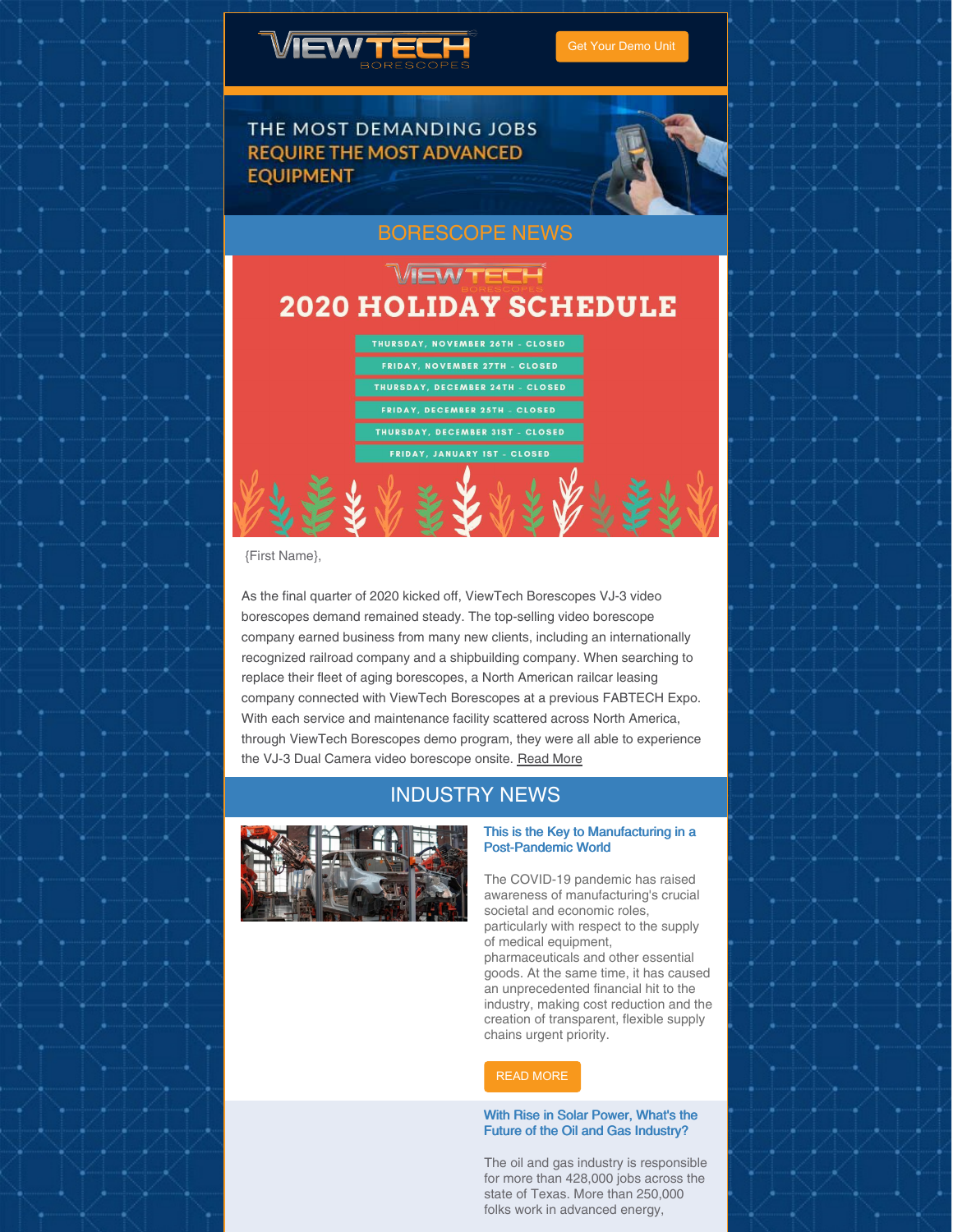ViewTech Borescopes

Get Your Demo Unit

THE MOST DEMANDING JOBS REQUIRE THE MOST ADVANCED EQUIPMENT

## BORESCOPE NEWS

# ViewTech Borescopes 2020 HOLIDAY SCHEDULE

- THURSDAY, NOVEMBER 26TH - CLOSED
- FRIDAY, NOVEMBER 27TH - CLOSED
- THURSDAY, DECEMBER 24TH - CLOSED
- FRIDAY, DECEMBER 25TH - CLOSED
- THURSDAY, DECEMBER 31ST - CLOSED
- FRIDAY, JANUARY 1ST - CLOSED

{First Name},

As the final quarter of 2020 kicked off, ViewTech Borescopes VJ-3 video borescopes demand remained steady. The top-selling video borescope company earned business from many new clients, including an internationally recognized railroad company and a shipbuilding company. When searching to replace their fleet of aging borescopes, a North American railcar leasing company connected with ViewTech Borescopes at a previous FABTECH Expo. With each service and maintenance facility scattered across North America, through ViewTech Borescopes demo program, they were all able to experience the VJ-3 Dual Camera video borescope onsite. Read More

## INDUSTRY NEWS

### This is the Key to Manufacturing in a Post-Pandemic World

The COVID-19 pandemic has raised awareness of manufacturing's crucial societal and economic roles, particularly with respect to the supply of medical equipment, pharmaceuticals and other essential goods. At the same time, it has caused an unprecedented financial hit to the industry, making cost reduction and the creation of transparent, flexible supply chains urgent priority.

READ MORE

### With Rise in Solar Power, What's the Future of the Oil and Gas Industry?

The oil and gas industry is responsible for more than 428,000 jobs across the state of Texas. More than 250,000 folks work in advanced energy,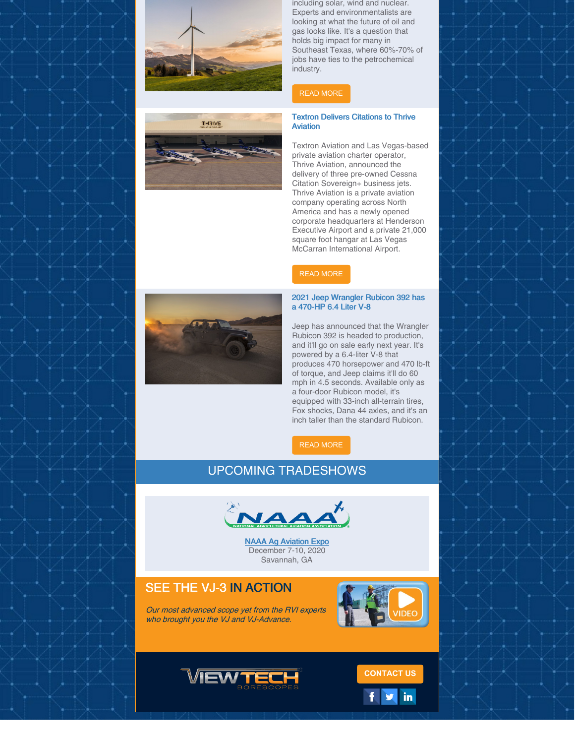including solar, wind and nuclear. Experts and environmentalists are looking at what the future of oil and gas looks like. It's a question that holds big impact for many in Southeast Texas, where 60%-70% of jobs have ties to the petrochemical industry.

READ MORE

### Textron Delivers Citations to Thrive Aviation

Textron Aviation and Las Vegas-based private aviation charter operator, Thrive Aviation, announced the delivery of three pre-owned Cessna Citation Sovereign+ business jets. Thrive Aviation is a private aviation company operating across North America and has a newly opened corporate headquarters at Henderson Executive Airport and a private 21,000 square foot hangar at Las Vegas McCarran International Airport.

READ MORE

### 2021 Jeep Wrangler Rubicon 392 has a 470-HP 6.4 Liter V-8

Jeep has announced that the Wrangler Rubicon 392 is headed to production, and it'll go on sale early next year. It's powered by a 6.4-liter V-8 that produces 470 horsepower and 470 lb-ft of torque, and Jeep claims it'll do 60 mph in 4.5 seconds. Available only as a four-door Rubicon model, it's equipped with 33-inch all-terrain tires, Fox shocks, Dana 44 axles, and it's an inch taller than the standard Rubicon.

READ MORE

## UPCOMING TRADESHOWS

NAAA Ag Aviation Expo
December 7-10, 2020
Savannah, GA

## SEE THE VJ-3 IN ACTION

*Our most advanced scope yet from the RVI experts who brought you the VJ and VJ-Advance.*

VIDEO

CONTACT US